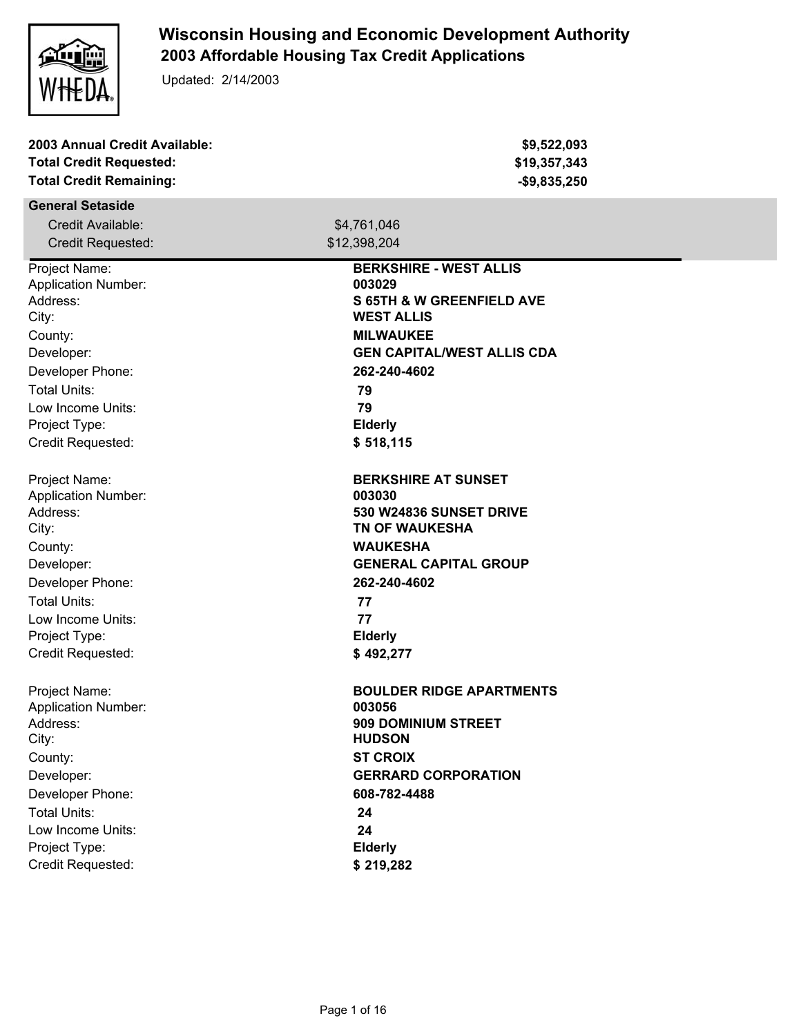# Wisconsin Housing and Economic Development Authority

## 2003 Affordable Housing Tax Credit Applications

Updated: 2/14/2003

| | |
|---|---|
| **2003 Annual Credit Available:** | **$9,522,093** |
| **Total Credit Requested:** | **$19,357,343** |
| **Total Credit Remaining:** | **-$9,835,250** |

### General Setaside

| | |
|---|---|
| Credit Available: | $4,761,046 |
| Credit Requested: | $12,398,204 |

| | |
|---|---|
| Project Name: | **BERKSHIRE - WEST ALLIS** |
| Application Number: | **003029** |
| Address: | **S 65TH & W GREENFIELD AVE** |
| City: | **WEST ALLIS** |
| County: | **MILWAUKEE** |
| Developer: | **GEN CAPITAL/WEST ALLIS CDA** |
| Developer Phone: | **262-240-4602** |
| Total Units: | **79** |
| Low Income Units: | **79** |
| Project Type: | **Elderly** |
| Credit Requested: | **$ 518,115** |

| | |
|---|---|
| Project Name: | **BERKSHIRE AT SUNSET** |
| Application Number: | **003030** |
| Address: | **530 W24836 SUNSET DRIVE** |
| City: | **TN OF WAUKESHA** |
| County: | **WAUKESHA** |
| Developer: | **GENERAL CAPITAL GROUP** |
| Developer Phone: | **262-240-4602** |
| Total Units: | **77** |
| Low Income Units: | **77** |
| Project Type: | **Elderly** |
| Credit Requested: | **$ 492,277** |

| | |
|---|---|
| Project Name: | **BOULDER RIDGE APARTMENTS** |
| Application Number: | **003056** |
| Address: | **909 DOMINIUM STREET** |
| City: | **HUDSON** |
| County: | **ST CROIX** |
| Developer: | **GERRARD CORPORATION** |
| Developer Phone: | **608-782-4488** |
| Total Units: | **24** |
| Low Income Units: | **24** |
| Project Type: | **Elderly** |
| Credit Requested: | **$ 219,282** |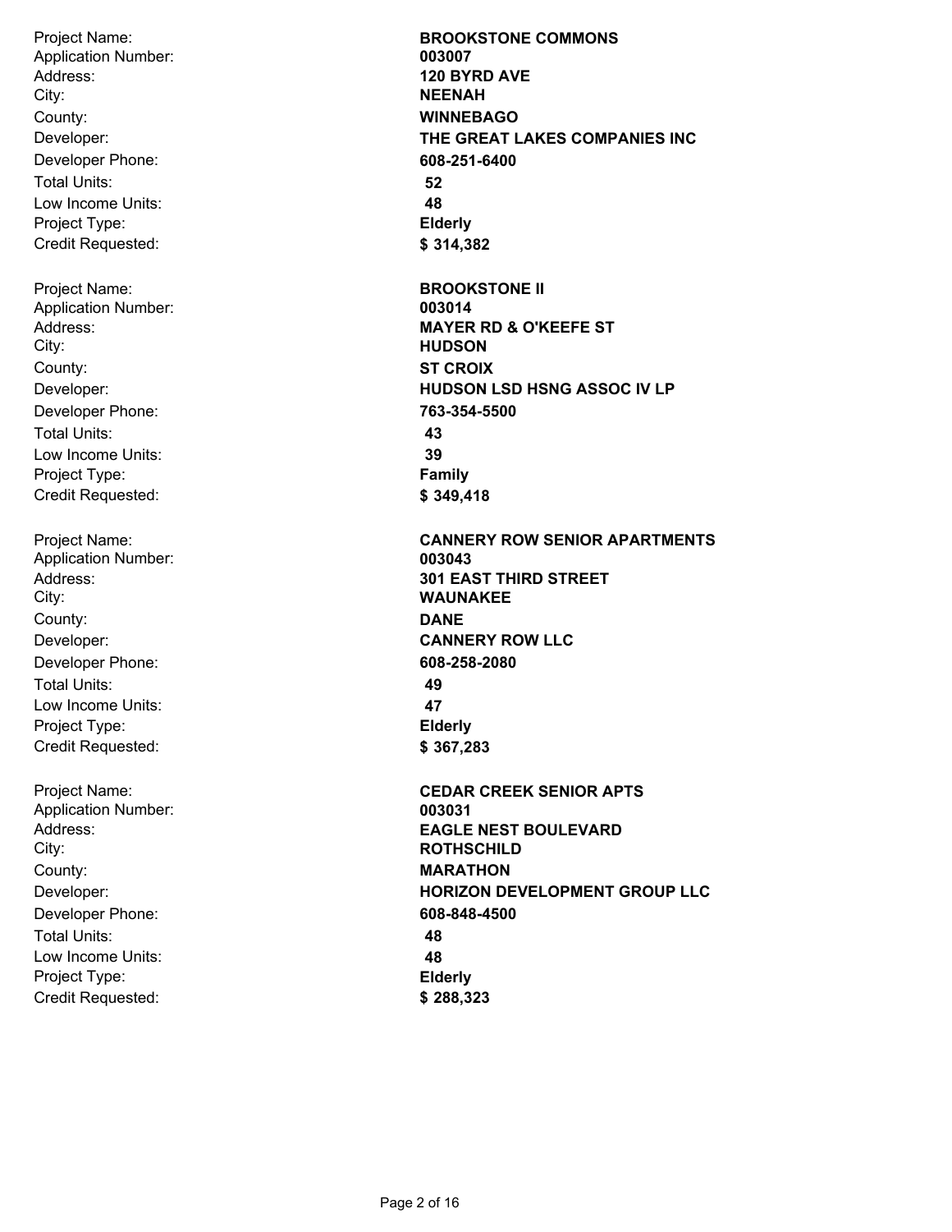Project Name: **BROOKSTONE COMMONS**
Application Number: **003007**
Address: **120 BYRD AVE**
City: **NEENAH**
County: **WINNEBAGO**
Developer: **THE GREAT LAKES COMPANIES INC**
Developer Phone: **608-251-6400**
Total Units: **52**
Low Income Units: **48**
Project Type: **Elderly**
Credit Requested: **$ 314,382**

Project Name: **BROOKSTONE II**
Application Number: **003014**
Address: **MAYER RD & O'KEEFE ST**
City: **HUDSON**
County: **ST CROIX**
Developer: **HUDSON LSD HSNG ASSOC IV LP**
Developer Phone: **763-354-5500**
Total Units: **43**
Low Income Units: **39**
Project Type: **Family**
Credit Requested: **$ 349,418**

Project Name: **CANNERY ROW SENIOR APARTMENTS**
Application Number: **003043**
Address: **301 EAST THIRD STREET**
City: **WAUNAKEE**
County: **DANE**
Developer: **CANNERY ROW LLC**
Developer Phone: **608-258-2080**
Total Units: **49**
Low Income Units: **47**
Project Type: **Elderly**
Credit Requested: **$ 367,283**

Project Name: **CEDAR CREEK SENIOR APTS**
Application Number: **003031**
Address: **EAGLE NEST BOULEVARD**
City: **ROTHSCHILD**
County: **MARATHON**
Developer: **HORIZON DEVELOPMENT GROUP LLC**
Developer Phone: **608-848-4500**
Total Units: **48**
Low Income Units: **48**
Project Type: **Elderly**
Credit Requested: **$ 288,323**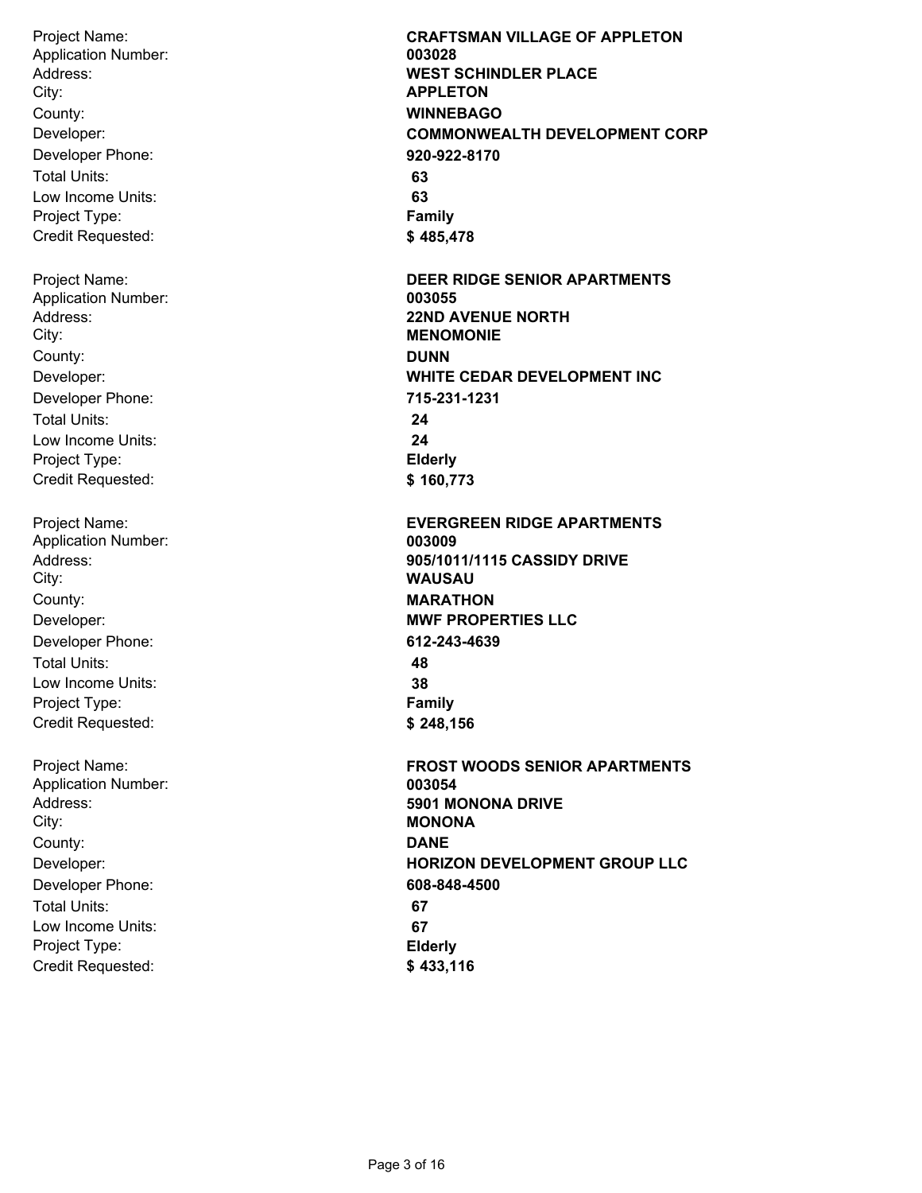Project Name: **CRAFTSMAN VILLAGE OF APPLETON**
Application Number: **003028**
Address: **WEST SCHINDLER PLACE**
City: **APPLETON**
County: **WINNEBAGO**
Developer: **COMMONWEALTH DEVELOPMENT CORP**
Developer Phone: **920-922-8170**
Total Units: **63**
Low Income Units: **63**
Project Type: **Family**
Credit Requested: **$ 485,478**

Project Name: **DEER RIDGE SENIOR APARTMENTS**
Application Number: **003055**
Address: **22ND AVENUE NORTH**
City: **MENOMONIE**
County: **DUNN**
Developer: **WHITE CEDAR DEVELOPMENT INC**
Developer Phone: **715-231-1231**
Total Units: **24**
Low Income Units: **24**
Project Type: **Elderly**
Credit Requested: **$ 160,773**

Project Name: **EVERGREEN RIDGE APARTMENTS**
Application Number: **003009**
Address: **905/1011/1115 CASSIDY DRIVE**
City: **WAUSAU**
County: **MARATHON**
Developer: **MWF PROPERTIES LLC**
Developer Phone: **612-243-4639**
Total Units: **48**
Low Income Units: **38**
Project Type: **Family**
Credit Requested: **$ 248,156**

Project Name: **FROST WOODS SENIOR APARTMENTS**
Application Number: **003054**
Address: **5901 MONONA DRIVE**
City: **MONONA**
County: **DANE**
Developer: **HORIZON DEVELOPMENT GROUP LLC**
Developer Phone: **608-848-4500**
Total Units: **67**
Low Income Units: **67**
Project Type: **Elderly**
Credit Requested: **$ 433,116**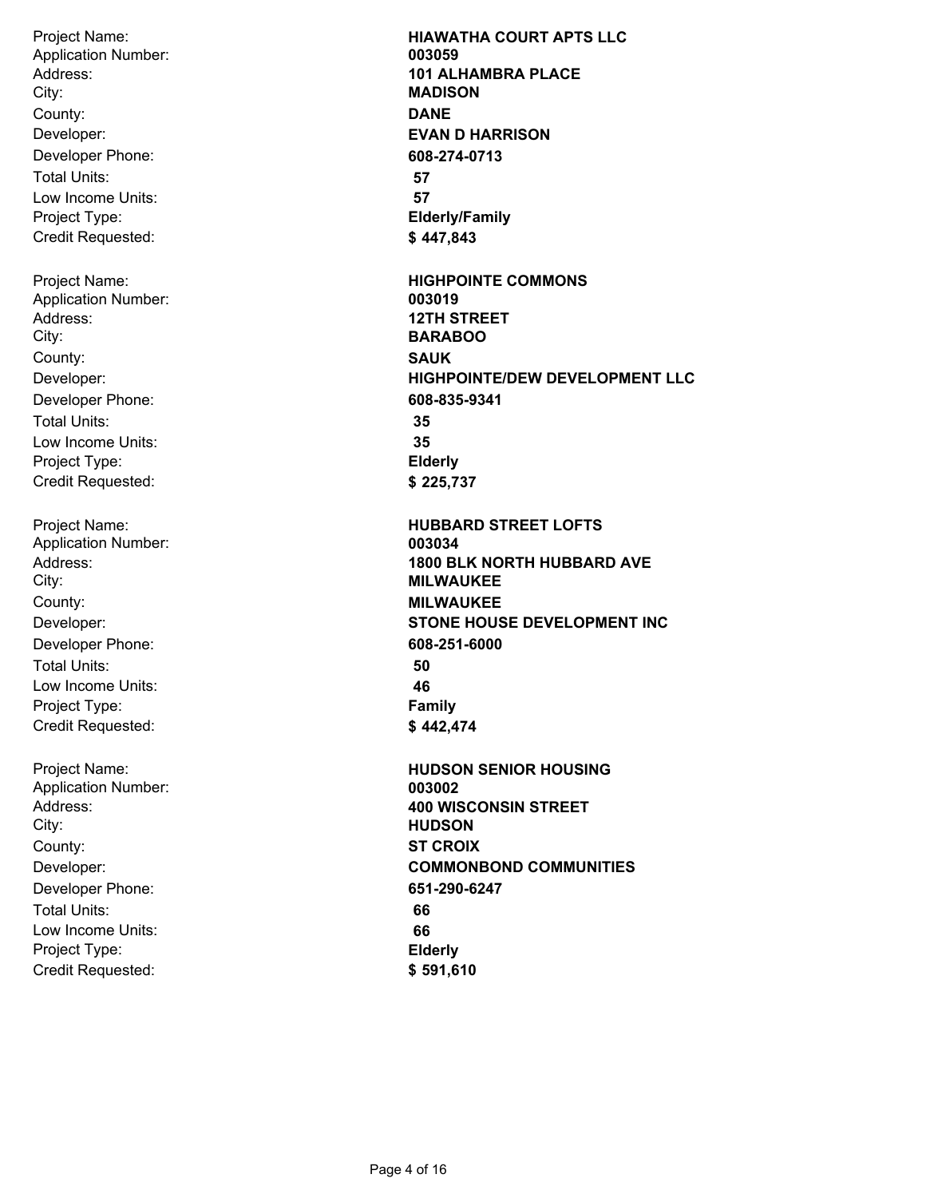| | |
|---|---|
| Project Name: | **HIAWATHA COURT APTS LLC** |
| Application Number: | **003059** |
| Address: | **101 ALHAMBRA PLACE** |
| City: | **MADISON** |
| County: | **DANE** |
| Developer: | **EVAN D HARRISON** |
| Developer Phone: | **608-274-0713** |
| Total Units: | **57** |
| Low Income Units: | **57** |
| Project Type: | **Elderly/Family** |
| Credit Requested: | **$ 447,843** |

| | |
|---|---|
| Project Name: | **HIGHPOINTE COMMONS** |
| Application Number: | **003019** |
| Address: | **12TH STREET** |
| City: | **BARABOO** |
| County: | **SAUK** |
| Developer: | **HIGHPOINTE/DEW DEVELOPMENT LLC** |
| Developer Phone: | **608-835-9341** |
| Total Units: | **35** |
| Low Income Units: | **35** |
| Project Type: | **Elderly** |
| Credit Requested: | **$ 225,737** |

| | |
|---|---|
| Project Name: | **HUBBARD STREET LOFTS** |
| Application Number: | **003034** |
| Address: | **1800 BLK NORTH HUBBARD AVE** |
| City: | **MILWAUKEE** |
| County: | **MILWAUKEE** |
| Developer: | **STONE HOUSE DEVELOPMENT INC** |
| Developer Phone: | **608-251-6000** |
| Total Units: | **50** |
| Low Income Units: | **46** |
| Project Type: | **Family** |
| Credit Requested: | **$ 442,474** |

| | |
|---|---|
| Project Name: | **HUDSON SENIOR HOUSING** |
| Application Number: | **003002** |
| Address: | **400 WISCONSIN STREET** |
| City: | **HUDSON** |
| County: | **ST CROIX** |
| Developer: | **COMMONBOND COMMUNITIES** |
| Developer Phone: | **651-290-6247** |
| Total Units: | **66** |
| Low Income Units: | **66** |
| Project Type: | **Elderly** |
| Credit Requested: | **$ 591,610** |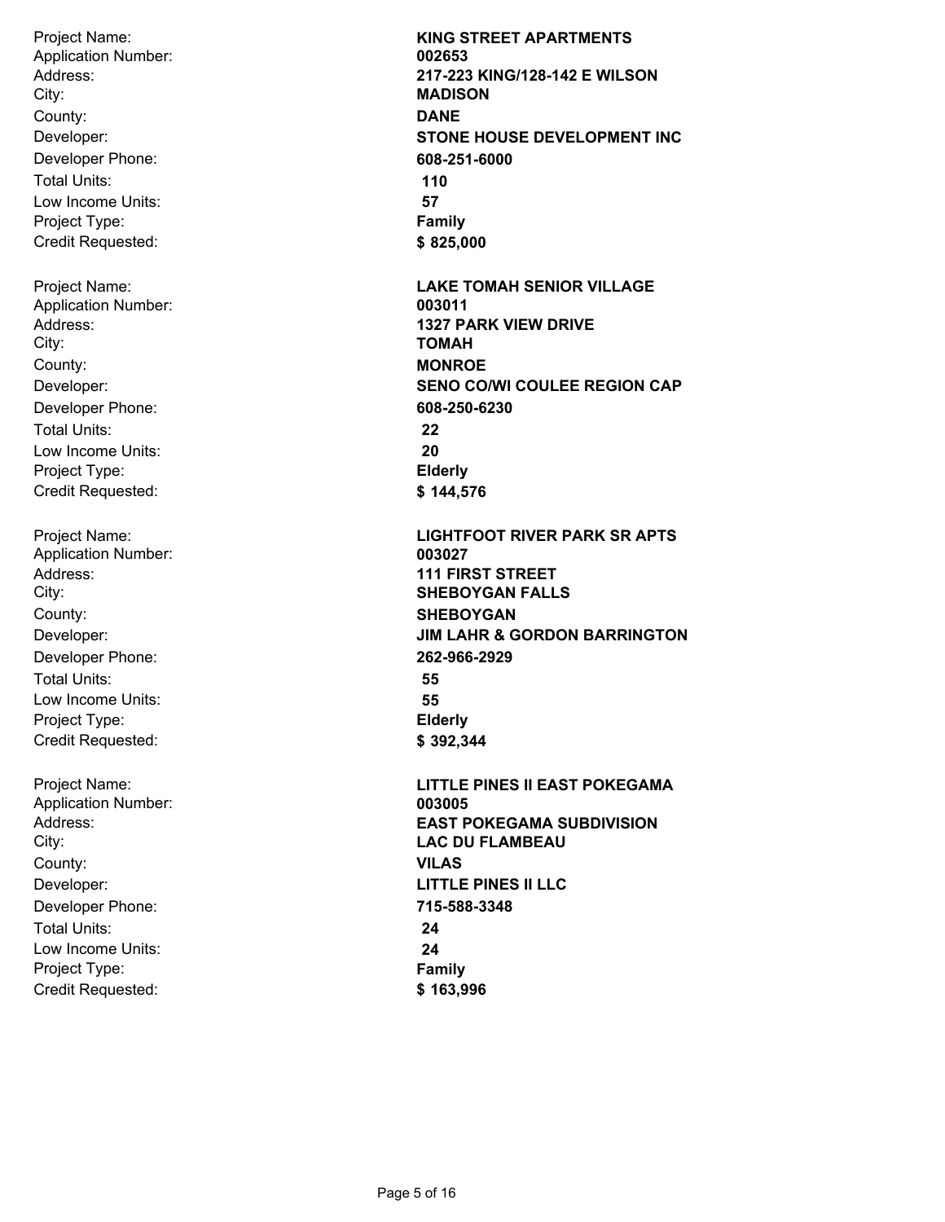Project Name: **KING STREET APARTMENTS**
Application Number: **002653**
Address: **217-223 KING/128-142 E WILSON**
City: **MADISON**
County: **DANE**
Developer: **STONE HOUSE DEVELOPMENT INC**
Developer Phone: **608-251-6000**
Total Units: **110**
Low Income Units: **57**
Project Type: **Family**
Credit Requested: **$ 825,000**

Project Name: **LAKE TOMAH SENIOR VILLAGE**
Application Number: **003011**
Address: **1327 PARK VIEW DRIVE**
City: **TOMAH**
County: **MONROE**
Developer: **SENO CO/WI COULEE REGION CAP**
Developer Phone: **608-250-6230**
Total Units: **22**
Low Income Units: **20**
Project Type: **Elderly**
Credit Requested: **$ 144,576**

Project Name: **LIGHTFOOT RIVER PARK SR APTS**
Application Number: **003027**
Address: **111 FIRST STREET**
City: **SHEBOYGAN FALLS**
County: **SHEBOYGAN**
Developer: **JIM LAHR & GORDON BARRINGTON**
Developer Phone: **262-966-2929**
Total Units: **55**
Low Income Units: **55**
Project Type: **Elderly**
Credit Requested: **$ 392,344**

Project Name: **LITTLE PINES II EAST POKEGAMA**
Application Number: **003005**
Address: **EAST POKEGAMA SUBDIVISION**
City: **LAC DU FLAMBEAU**
County: **VILAS**
Developer: **LITTLE PINES II LLC**
Developer Phone: **715-588-3348**
Total Units: **24**
Low Income Units: **24**
Project Type: **Family**
Credit Requested: **$ 163,996**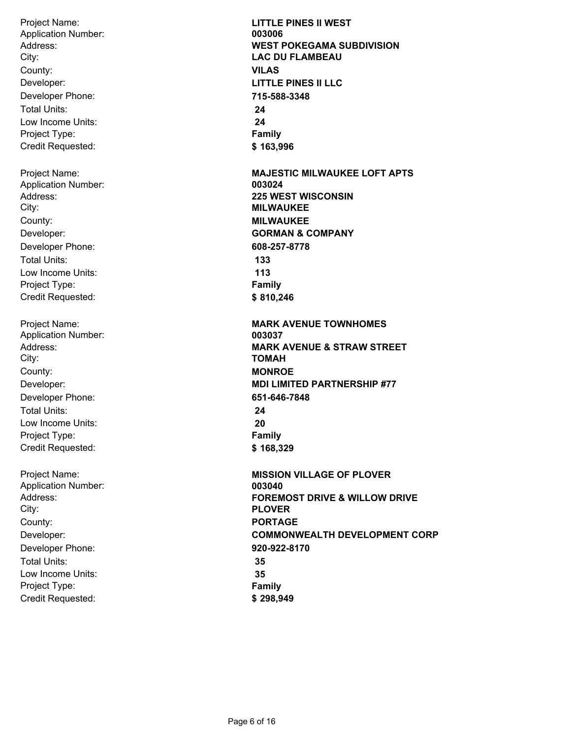Project Name: **LITTLE PINES II WEST**
Application Number: **003006**
Address: **WEST POKEGAMA SUBDIVISION**
City: **LAC DU FLAMBEAU**
County: **VILAS**
Developer: **LITTLE PINES II LLC**
Developer Phone: **715-588-3348**
Total Units: **24**
Low Income Units: **24**
Project Type: **Family**
Credit Requested: **$ 163,996**

Project Name: **MAJESTIC MILWAUKEE LOFT APTS**
Application Number: **003024**
Address: **225 WEST WISCONSIN**
City: **MILWAUKEE**
County: **MILWAUKEE**
Developer: **GORMAN & COMPANY**
Developer Phone: **608-257-8778**
Total Units: **133**
Low Income Units: **113**
Project Type: **Family**
Credit Requested: **$ 810,246**

Project Name: **MARK AVENUE TOWNHOMES**
Application Number: **003037**
Address: **MARK AVENUE & STRAW STREET**
City: **TOMAH**
County: **MONROE**
Developer: **MDI LIMITED PARTNERSHIP #77**
Developer Phone: **651-646-7848**
Total Units: **24**
Low Income Units: **20**
Project Type: **Family**
Credit Requested: **$ 168,329**

Project Name: **MISSION VILLAGE OF PLOVER**
Application Number: **003040**
Address: **FOREMOST DRIVE & WILLOW DRIVE**
City: **PLOVER**
County: **PORTAGE**
Developer: **COMMONWEALTH DEVELOPMENT CORP**
Developer Phone: **920-922-8170**
Total Units: **35**
Low Income Units: **35**
Project Type: **Family**
Credit Requested: **$ 298,949**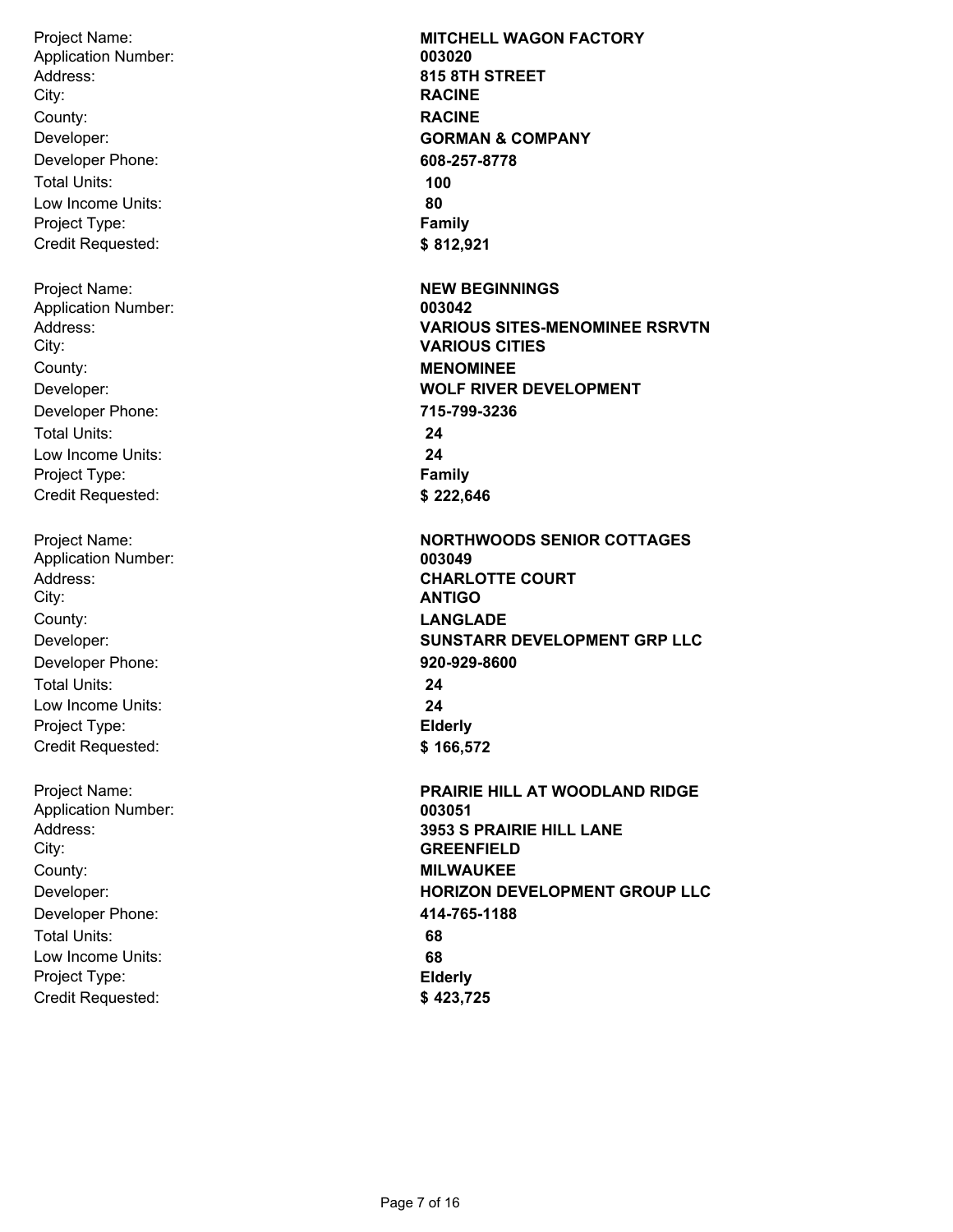| | |
|---|---|
| Project Name: | **MITCHELL WAGON FACTORY** |
| Application Number: | **003020** |
| Address: | **815 8TH STREET** |
| City: | **RACINE** |
| County: | **RACINE** |
| Developer: | **GORMAN & COMPANY** |
| Developer Phone: | **608-257-8778** |
| Total Units: | **100** |
| Low Income Units: | **80** |
| Project Type: | **Family** |
| Credit Requested: | **$ 812,921** |

| | |
|---|---|
| Project Name: | **NEW BEGINNINGS** |
| Application Number: | **003042** |
| Address: | **VARIOUS SITES-MENOMINEE RSRVTN** |
| City: | **VARIOUS CITIES** |
| County: | **MENOMINEE** |
| Developer: | **WOLF RIVER DEVELOPMENT** |
| Developer Phone: | **715-799-3236** |
| Total Units: | **24** |
| Low Income Units: | **24** |
| Project Type: | **Family** |
| Credit Requested: | **$ 222,646** |

| | |
|---|---|
| Project Name: | **NORTHWOODS SENIOR COTTAGES** |
| Application Number: | **003049** |
| Address: | **CHARLOTTE COURT** |
| City: | **ANTIGO** |
| County: | **LANGLADE** |
| Developer: | **SUNSTARR DEVELOPMENT GRP LLC** |
| Developer Phone: | **920-929-8600** |
| Total Units: | **24** |
| Low Income Units: | **24** |
| Project Type: | **Elderly** |
| Credit Requested: | **$ 166,572** |

| | |
|---|---|
| Project Name: | **PRAIRIE HILL AT WOODLAND RIDGE** |
| Application Number: | **003051** |
| Address: | **3953 S PRAIRIE HILL LANE** |
| City: | **GREENFIELD** |
| County: | **MILWAUKEE** |
| Developer: | **HORIZON DEVELOPMENT GROUP LLC** |
| Developer Phone: | **414-765-1188** |
| Total Units: | **68** |
| Low Income Units: | **68** |
| Project Type: | **Elderly** |
| Credit Requested: | **$ 423,725** |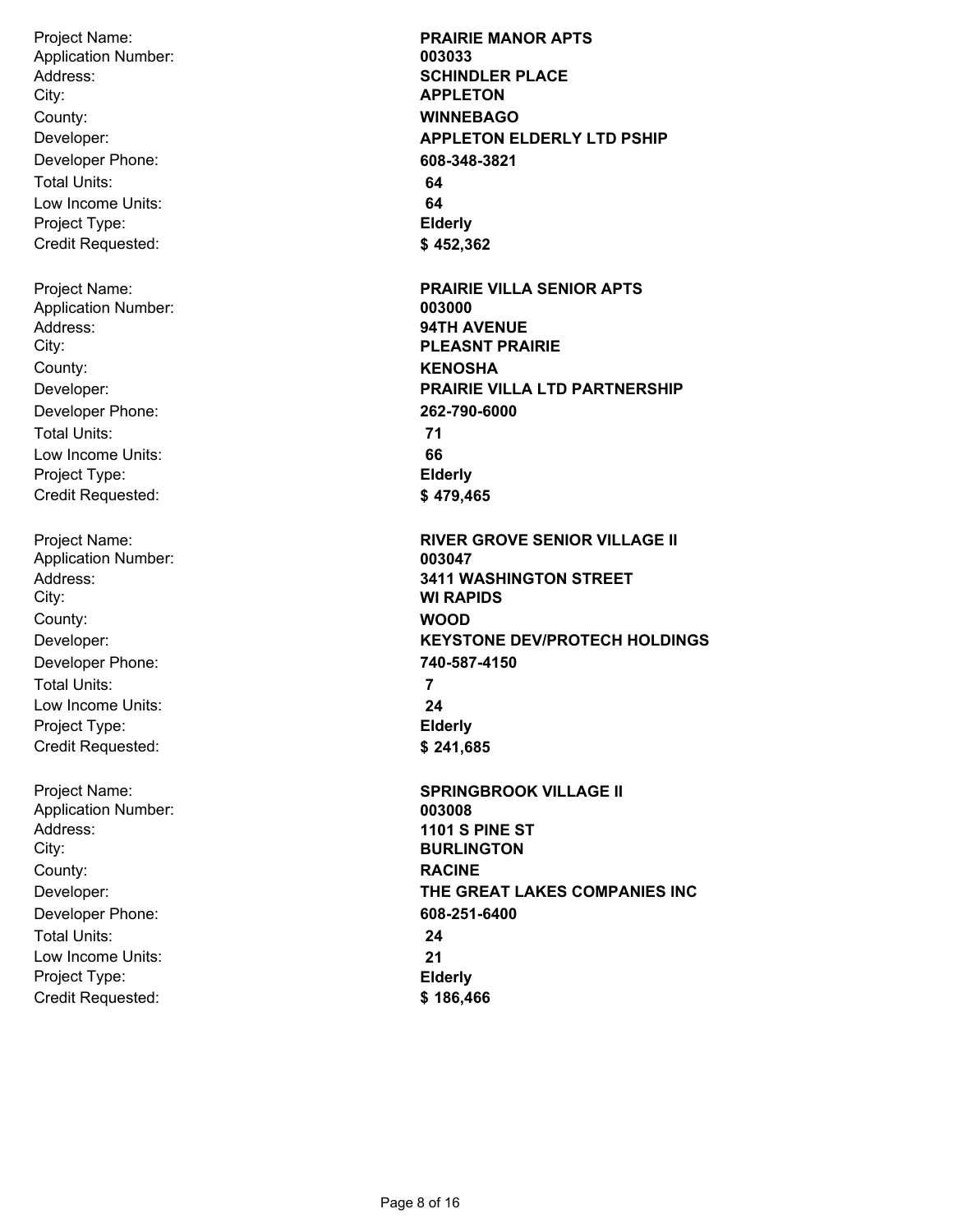Project Name: **PRAIRIE MANOR APTS**
Application Number: **003033**
Address: **SCHINDLER PLACE**
City: **APPLETON**
County: **WINNEBAGO**
Developer: **APPLETON ELDERLY LTD PSHIP**
Developer Phone: **608-348-3821**
Total Units: **64**
Low Income Units: **64**
Project Type: **Elderly**
Credit Requested: **$ 452,362**

Project Name: **PRAIRIE VILLA SENIOR APTS**
Application Number: **003000**
Address: **94TH AVENUE**
City: **PLEASNT PRAIRIE**
County: **KENOSHA**
Developer: **PRAIRIE VILLA LTD PARTNERSHIP**
Developer Phone: **262-790-6000**
Total Units: **71**
Low Income Units: **66**
Project Type: **Elderly**
Credit Requested: **$ 479,465**

Project Name: **RIVER GROVE SENIOR VILLAGE II**
Application Number: **003047**
Address: **3411 WASHINGTON STREET**
City: **WI RAPIDS**
County: **WOOD**
Developer: **KEYSTONE DEV/PROTECH HOLDINGS**
Developer Phone: **740-587-4150**
Total Units: **7**
Low Income Units: **24**
Project Type: **Elderly**
Credit Requested: **$ 241,685**

Project Name: **SPRINGBROOK VILLAGE II**
Application Number: **003008**
Address: **1101 S PINE ST**
City: **BURLINGTON**
County: **RACINE**
Developer: **THE GREAT LAKES COMPANIES INC**
Developer Phone: **608-251-6400**
Total Units: **24**
Low Income Units: **21**
Project Type: **Elderly**
Credit Requested: **$ 186,466**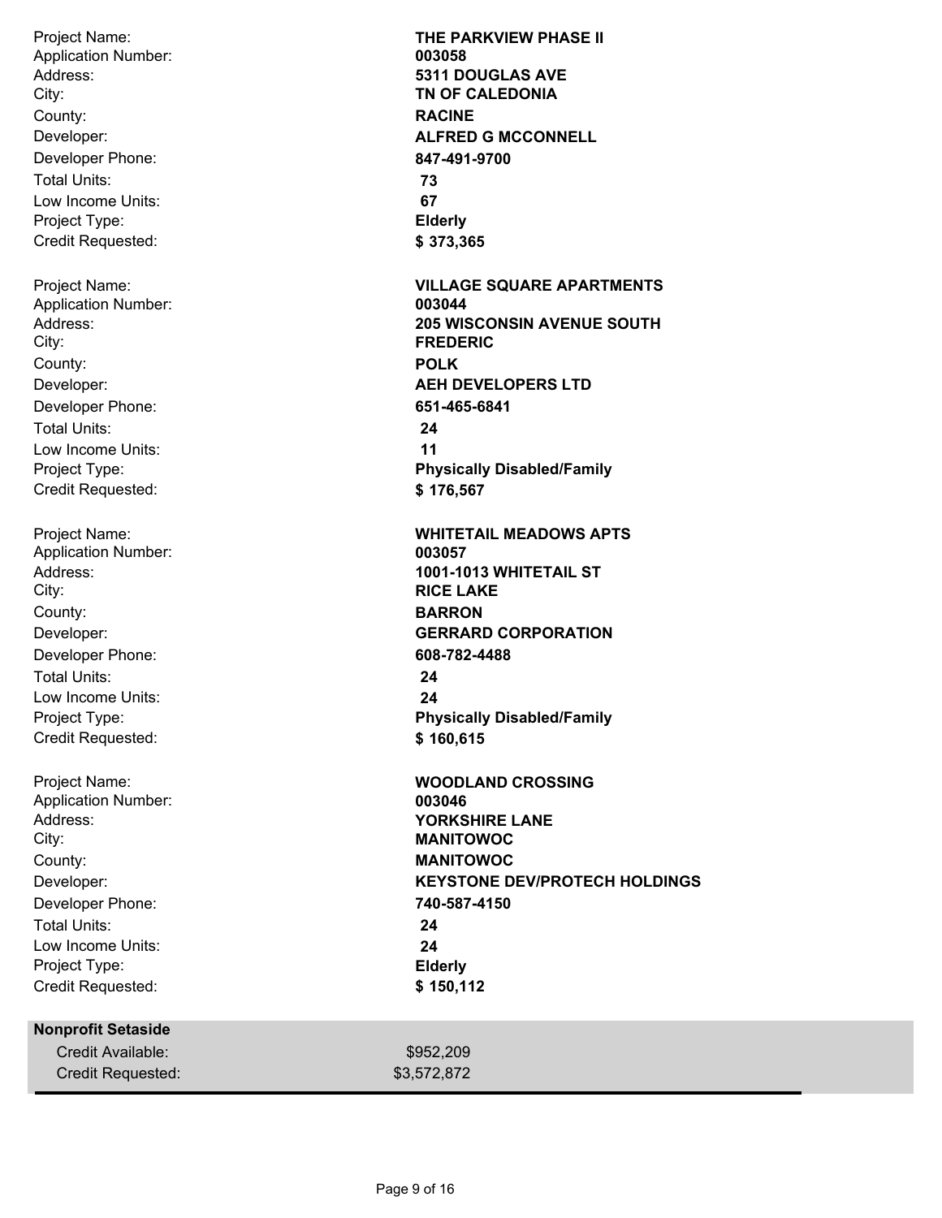| | |
|---|---|
| Project Name: | **THE PARKVIEW PHASE II** |
| Application Number: | **003058** |
| Address: | **5311 DOUGLAS AVE** |
| City: | **TN OF CALEDONIA** |
| County: | **RACINE** |
| Developer: | **ALFRED G MCCONNELL** |
| Developer Phone: | **847-491-9700** |
| Total Units: | **73** |
| Low Income Units: | **67** |
| Project Type: | **Elderly** |
| Credit Requested: | **$ 373,365** |

| | |
|---|---|
| Project Name: | **VILLAGE SQUARE APARTMENTS** |
| Application Number: | **003044** |
| Address: | **205 WISCONSIN AVENUE SOUTH** |
| City: | **FREDERIC** |
| County: | **POLK** |
| Developer: | **AEH DEVELOPERS LTD** |
| Developer Phone: | **651-465-6841** |
| Total Units: | **24** |
| Low Income Units: | **11** |
| Project Type: | **Physically Disabled/Family** |
| Credit Requested: | **$ 176,567** |

| | |
|---|---|
| Project Name: | **WHITETAIL MEADOWS APTS** |
| Application Number: | **003057** |
| Address: | **1001-1013 WHITETAIL ST** |
| City: | **RICE LAKE** |
| County: | **BARRON** |
| Developer: | **GERRARD CORPORATION** |
| Developer Phone: | **608-782-4488** |
| Total Units: | **24** |
| Low Income Units: | **24** |
| Project Type: | **Physically Disabled/Family** |
| Credit Requested: | **$ 160,615** |

| | |
|---|---|
| Project Name: | **WOODLAND CROSSING** |
| Application Number: | **003046** |
| Address: | **YORKSHIRE LANE** |
| City: | **MANITOWOC** |
| County: | **MANITOWOC** |
| Developer: | **KEYSTONE DEV/PROTECH HOLDINGS** |
| Developer Phone: | **740-587-4150** |
| Total Units: | **24** |
| Low Income Units: | **24** |
| Project Type: | **Elderly** |
| Credit Requested: | **$ 150,112** |

**Nonprofit Setaside**

| | |
|---|---|
| Credit Available: | $952,209 |
| Credit Requested: | $3,572,872 |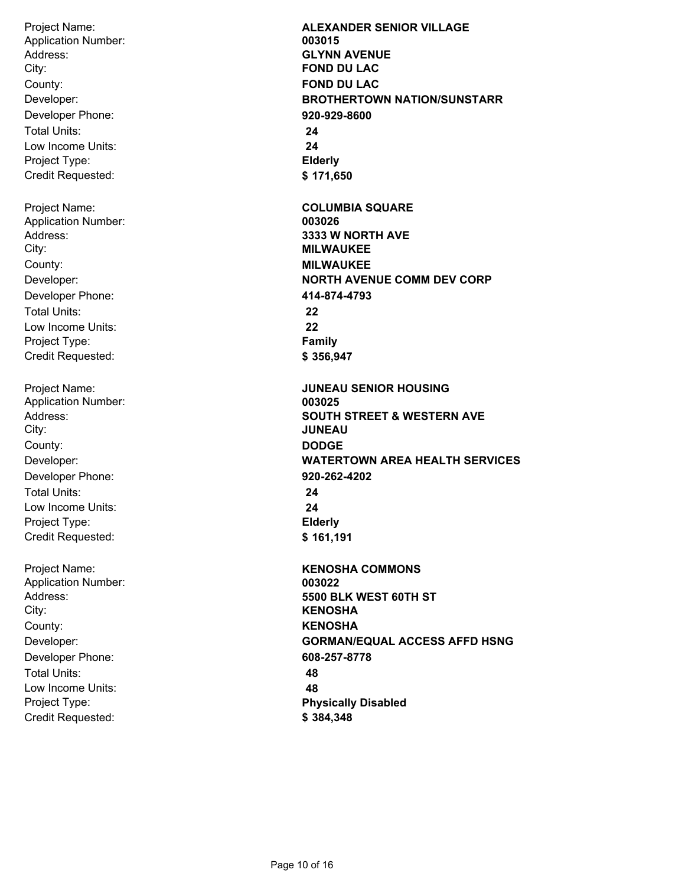| | |
|---|---|
| Project Name: | **ALEXANDER SENIOR VILLAGE** |
| Application Number: | **003015** |
| Address: | **GLYNN AVENUE** |
| City: | **FOND DU LAC** |
| County: | **FOND DU LAC** |
| Developer: | **BROTHERTOWN NATION/SUNSTARR** |
| Developer Phone: | **920-929-8600** |
| Total Units: | **24** |
| Low Income Units: | **24** |
| Project Type: | **Elderly** |
| Credit Requested: | **$ 171,650** |

| | |
|---|---|
| Project Name: | **COLUMBIA SQUARE** |
| Application Number: | **003026** |
| Address: | **3333 W NORTH AVE** |
| City: | **MILWAUKEE** |
| County: | **MILWAUKEE** |
| Developer: | **NORTH AVENUE COMM DEV CORP** |
| Developer Phone: | **414-874-4793** |
| Total Units: | **22** |
| Low Income Units: | **22** |
| Project Type: | **Family** |
| Credit Requested: | **$ 356,947** |

| | |
|---|---|
| Project Name: | **JUNEAU SENIOR HOUSING** |
| Application Number: | **003025** |
| Address: | **SOUTH STREET & WESTERN AVE** |
| City: | **JUNEAU** |
| County: | **DODGE** |
| Developer: | **WATERTOWN AREA HEALTH SERVICES** |
| Developer Phone: | **920-262-4202** |
| Total Units: | **24** |
| Low Income Units: | **24** |
| Project Type: | **Elderly** |
| Credit Requested: | **$ 161,191** |

| | |
|---|---|
| Project Name: | **KENOSHA COMMONS** |
| Application Number: | **003022** |
| Address: | **5500 BLK WEST 60TH ST** |
| City: | **KENOSHA** |
| County: | **KENOSHA** |
| Developer: | **GORMAN/EQUAL ACCESS AFFD HSNG** |
| Developer Phone: | **608-257-8778** |
| Total Units: | **48** |
| Low Income Units: | **48** |
| Project Type: | **Physically Disabled** |
| Credit Requested: | **$ 384,348** |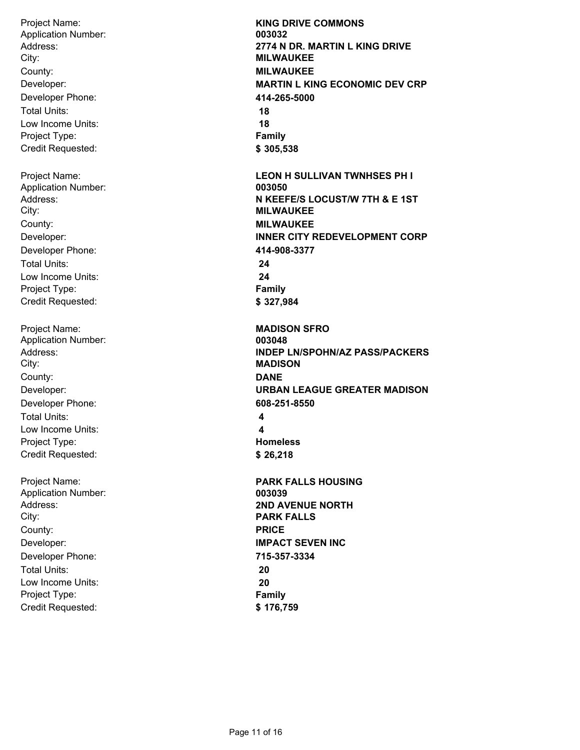Project Name: **KING DRIVE COMMONS**
Application Number: **003032**
Address: **2774 N DR. MARTIN L KING DRIVE**
City: **MILWAUKEE**
County: **MILWAUKEE**
Developer: **MARTIN L KING ECONOMIC DEV CRP**
Developer Phone: **414-265-5000**
Total Units: **18**
Low Income Units: **18**
Project Type: **Family**
Credit Requested: **$ 305,538**

Project Name: **LEON H SULLIVAN TWNHSES PH I**
Application Number: **003050**
Address: **N KEEFE/S LOCUST/W 7TH & E 1ST**
City: **MILWAUKEE**
County: **MILWAUKEE**
Developer: **INNER CITY REDEVELOPMENT CORP**
Developer Phone: **414-908-3377**
Total Units: **24**
Low Income Units: **24**
Project Type: **Family**
Credit Requested: **$ 327,984**

Project Name: **MADISON SFRO**
Application Number: **003048**
Address: **INDEP LN/SPOHN/AZ PASS/PACKERS**
City: **MADISON**
County: **DANE**
Developer: **URBAN LEAGUE GREATER MADISON**
Developer Phone: **608-251-8550**
Total Units: **4**
Low Income Units: **4**
Project Type: **Homeless**
Credit Requested: **$ 26,218**

Project Name: **PARK FALLS HOUSING**
Application Number: **003039**
Address: **2ND AVENUE NORTH**
City: **PARK FALLS**
County: **PRICE**
Developer: **IMPACT SEVEN INC**
Developer Phone: **715-357-3334**
Total Units: **20**
Low Income Units: **20**
Project Type: **Family**
Credit Requested: **$ 176,759**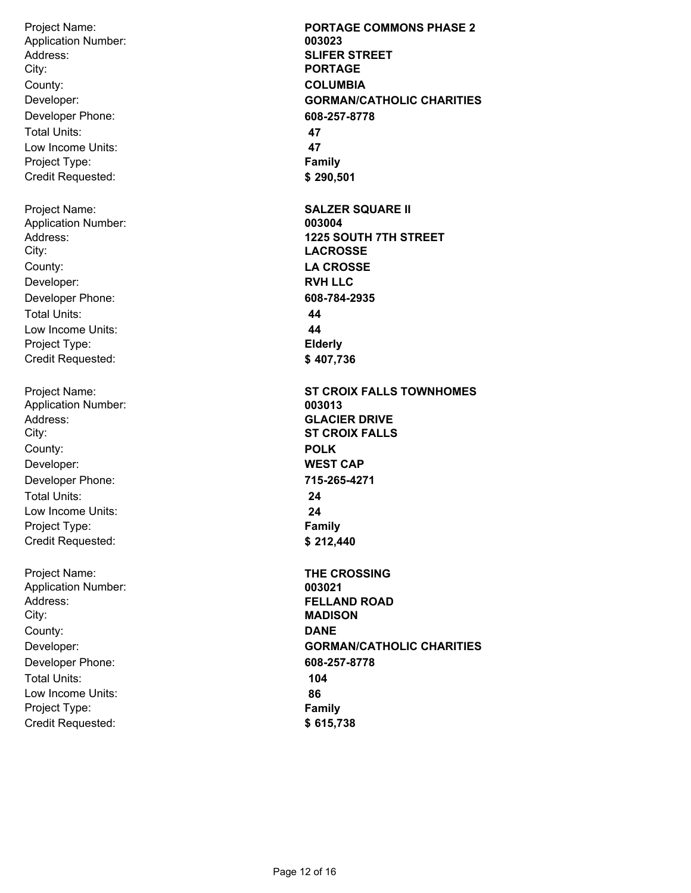Project Name: **PORTAGE COMMONS PHASE 2**
Application Number: **003023**
Address: **SLIFER STREET**
City: **PORTAGE**
County: **COLUMBIA**
Developer: **GORMAN/CATHOLIC CHARITIES**
Developer Phone: **608-257-8778**
Total Units: **47**
Low Income Units: **47**
Project Type: **Family**
Credit Requested: **$ 290,501**

Project Name: **SALZER SQUARE II**
Application Number: **003004**
Address: **1225 SOUTH 7TH STREET**
City: **LACROSSE**
County: **LA CROSSE**
Developer: **RVH LLC**
Developer Phone: **608-784-2935**
Total Units: **44**
Low Income Units: **44**
Project Type: **Elderly**
Credit Requested: **$ 407,736**

Project Name: **ST CROIX FALLS TOWNHOMES**
Application Number: **003013**
Address: **GLACIER DRIVE**
City: **ST CROIX FALLS**
County: **POLK**
Developer: **WEST CAP**
Developer Phone: **715-265-4271**
Total Units: **24**
Low Income Units: **24**
Project Type: **Family**
Credit Requested: **$ 212,440**

Project Name: **THE CROSSING**
Application Number: **003021**
Address: **FELLAND ROAD**
City: **MADISON**
County: **DANE**
Developer: **GORMAN/CATHOLIC CHARITIES**
Developer Phone: **608-257-8778**
Total Units: **104**
Low Income Units: **86**
Project Type: **Family**
Credit Requested: **$ 615,738**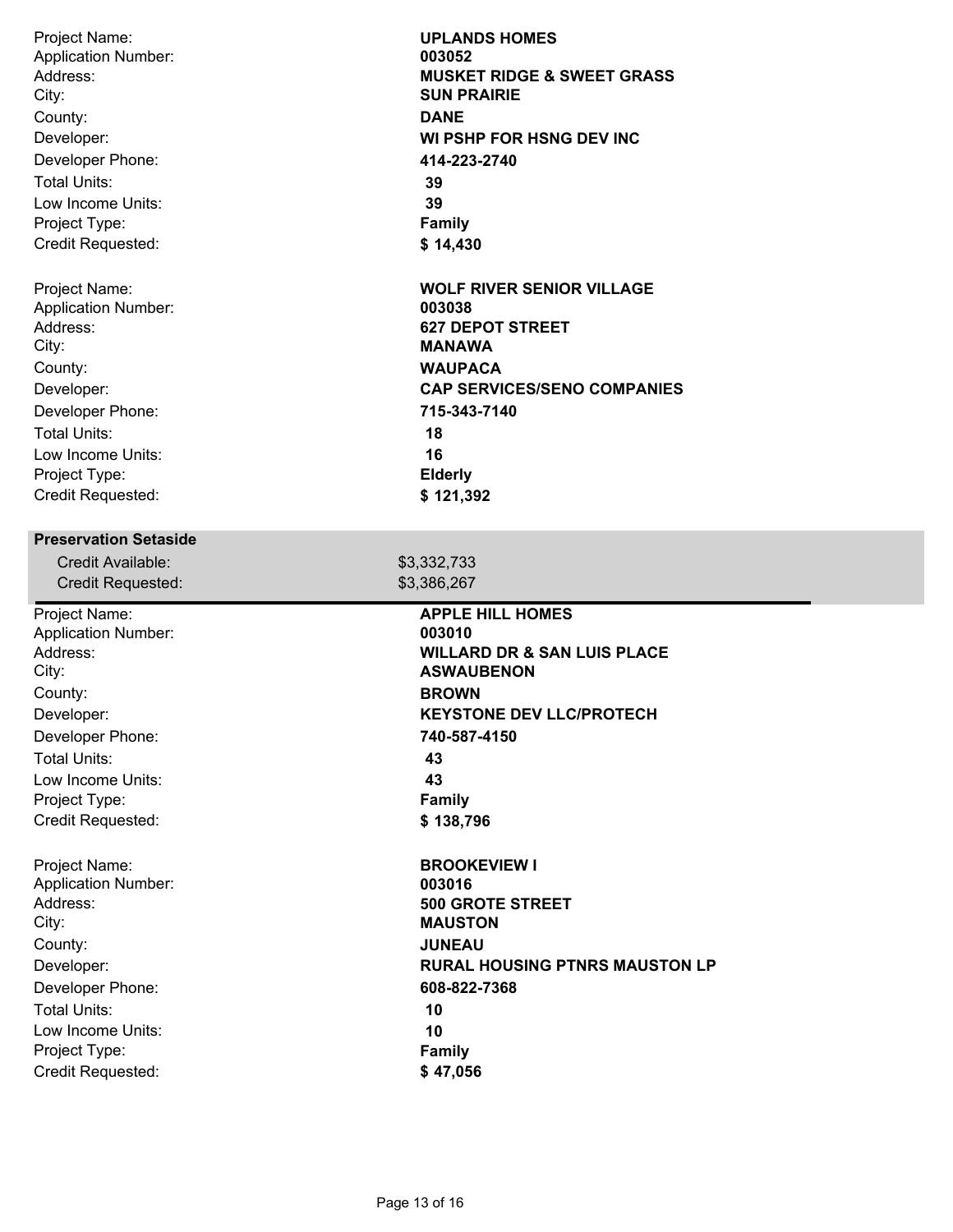| | |
|---|---|
| Project Name: | **UPLANDS HOMES** |
| Application Number: | **003052** |
| Address: | **MUSKET RIDGE & SWEET GRASS** |
| City: | **SUN PRAIRIE** |
| County: | **DANE** |
| Developer: | **WI PSHP FOR HSNG DEV INC** |
| Developer Phone: | **414-223-2740** |
| Total Units: | **39** |
| Low Income Units: | **39** |
| Project Type: | **Family** |
| Credit Requested: | **$ 14,430** |

| | |
|---|---|
| Project Name: | **WOLF RIVER SENIOR VILLAGE** |
| Application Number: | **003038** |
| Address: | **627 DEPOT STREET** |
| City: | **MANAWA** |
| County: | **WAUPACA** |
| Developer: | **CAP SERVICES/SENO COMPANIES** |
| Developer Phone: | **715-343-7140** |
| Total Units: | **18** |
| Low Income Units: | **16** |
| Project Type: | **Elderly** |
| Credit Requested: | **$ 121,392** |

## Preservation Setaside

| | |
|---|---|
| Credit Available: | $3,332,733 |
| Credit Requested: | $3,386,267 |

| | |
|---|---|
| Project Name: | **APPLE HILL HOMES** |
| Application Number: | **003010** |
| Address: | **WILLARD DR & SAN LUIS PLACE** |
| City: | **ASWAUBENON** |
| County: | **BROWN** |
| Developer: | **KEYSTONE DEV LLC/PROTECH** |
| Developer Phone: | **740-587-4150** |
| Total Units: | **43** |
| Low Income Units: | **43** |
| Project Type: | **Family** |
| Credit Requested: | **$ 138,796** |

| | |
|---|---|
| Project Name: | **BROOKEVIEW I** |
| Application Number: | **003016** |
| Address: | **500 GROTE STREET** |
| City: | **MAUSTON** |
| County: | **JUNEAU** |
| Developer: | **RURAL HOUSING PTNRS MAUSTON LP** |
| Developer Phone: | **608-822-7368** |
| Total Units: | **10** |
| Low Income Units: | **10** |
| Project Type: | **Family** |
| Credit Requested: | **$ 47,056** |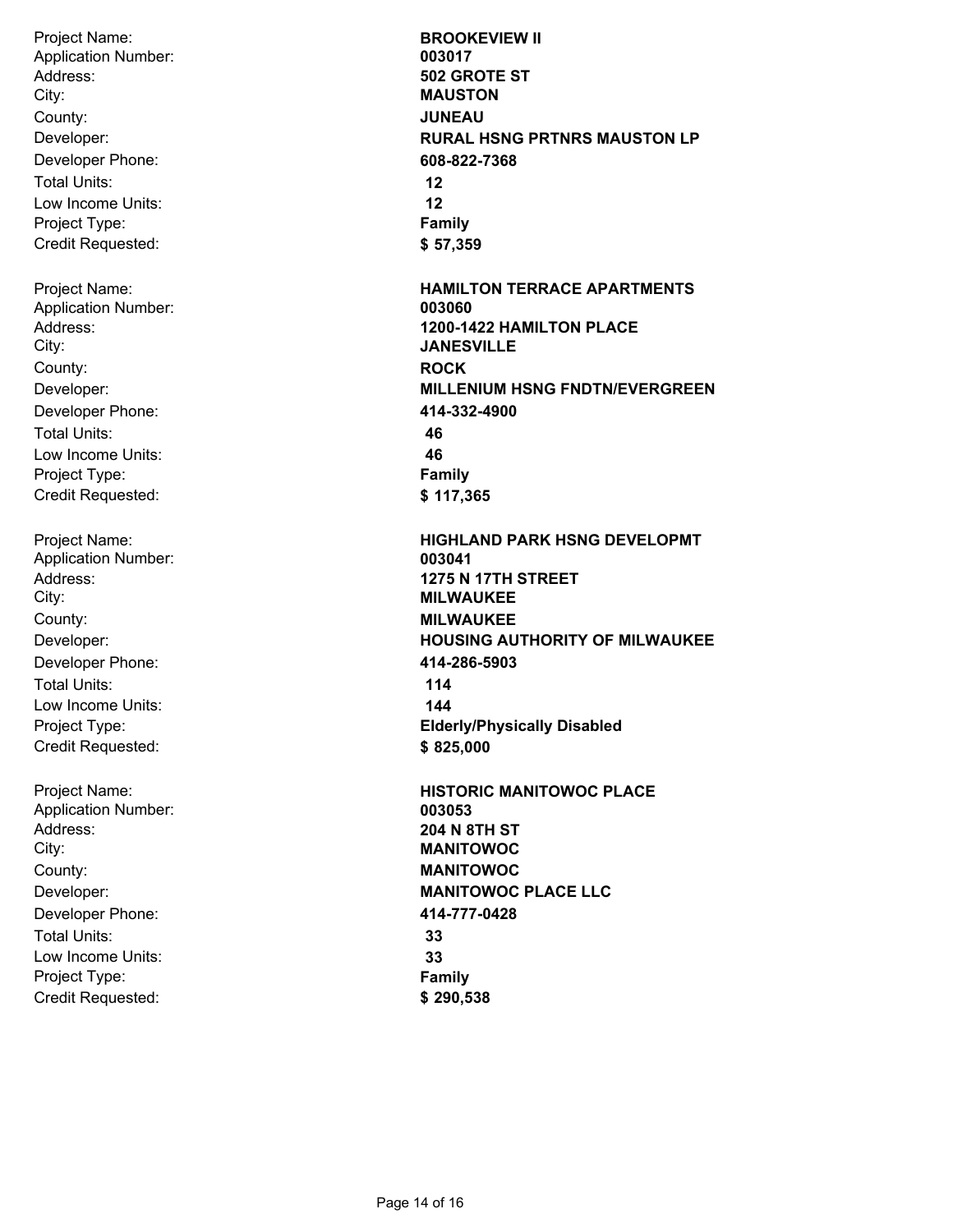Project Name: **BROOKEVIEW II**
Application Number: **003017**
Address: **502 GROTE ST**
City: **MAUSTON**
County: **JUNEAU**
Developer: **RURAL HSNG PRTNRS MAUSTON LP**
Developer Phone: **608-822-7368**
Total Units: **12**
Low Income Units: **12**
Project Type: **Family**
Credit Requested: **$ 57,359**

Project Name: **HAMILTON TERRACE APARTMENTS**
Application Number: **003060**
Address: **1200-1422 HAMILTON PLACE**
City: **JANESVILLE**
County: **ROCK**
Developer: **MILLENIUM HSNG FNDTN/EVERGREEN**
Developer Phone: **414-332-4900**
Total Units: **46**
Low Income Units: **46**
Project Type: **Family**
Credit Requested: **$ 117,365**

Project Name: **HIGHLAND PARK HSNG DEVELOPMT**
Application Number: **003041**
Address: **1275 N 17TH STREET**
City: **MILWAUKEE**
County: **MILWAUKEE**
Developer: **HOUSING AUTHORITY OF MILWAUKEE**
Developer Phone: **414-286-5903**
Total Units: **114**
Low Income Units: **144**
Project Type: **Elderly/Physically Disabled**
Credit Requested: **$ 825,000**

Project Name: **HISTORIC MANITOWOC PLACE**
Application Number: **003053**
Address: **204 N 8TH ST**
City: **MANITOWOC**
County: **MANITOWOC**
Developer: **MANITOWOC PLACE LLC**
Developer Phone: **414-777-0428**
Total Units: **33**
Low Income Units: **33**
Project Type: **Family**
Credit Requested: **$ 290,538**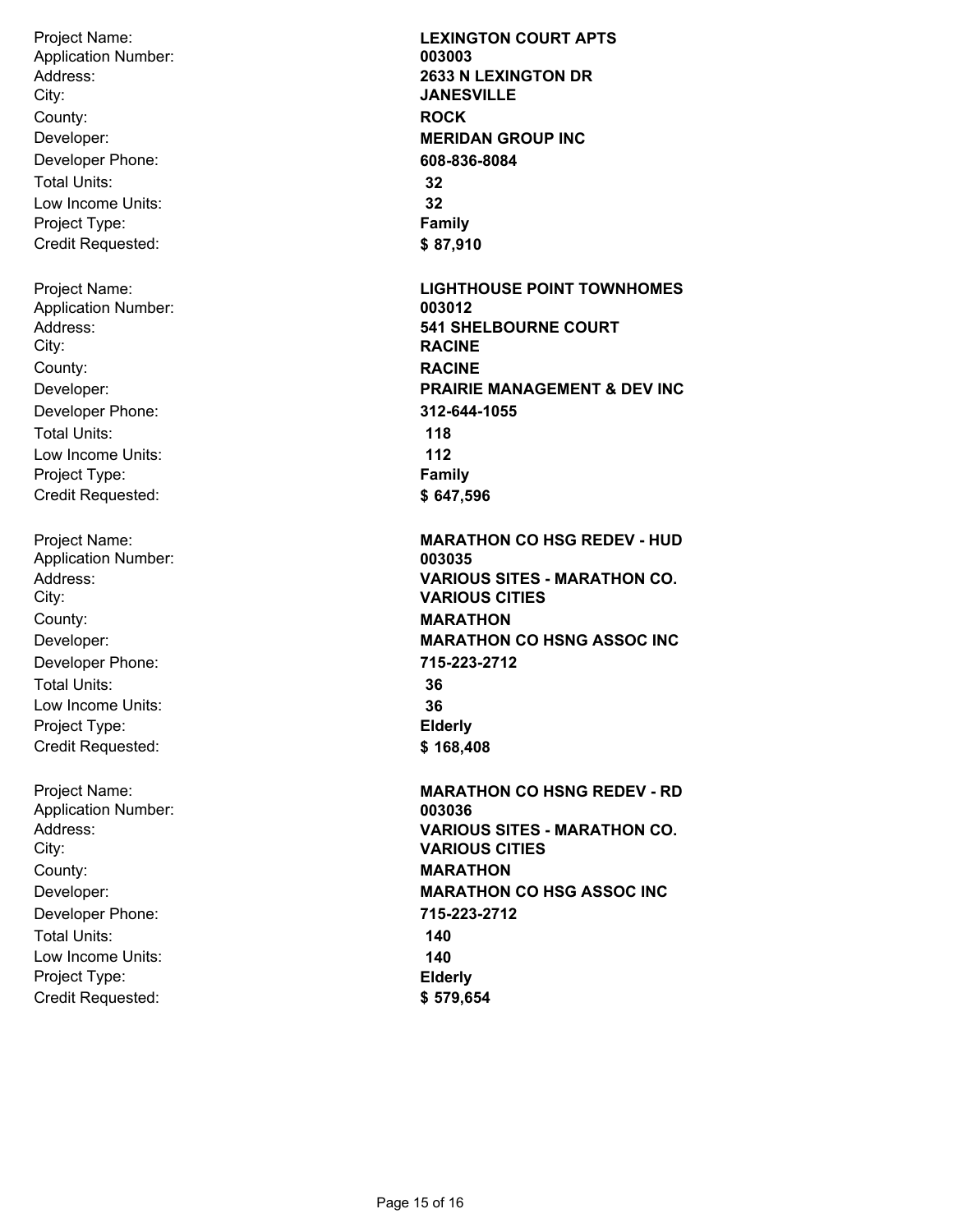Project Name: **LEXINGTON COURT APTS**
Application Number: **003003**
Address: **2633 N LEXINGTON DR**
City: **JANESVILLE**
County: **ROCK**
Developer: **MERIDAN GROUP INC**
Developer Phone: **608-836-8084**
Total Units: **32**
Low Income Units: **32**
Project Type: **Family**
Credit Requested: **$ 87,910**

Project Name: **LIGHTHOUSE POINT TOWNHOMES**
Application Number: **003012**
Address: **541 SHELBOURNE COURT**
City: **RACINE**
County: **RACINE**
Developer: **PRAIRIE MANAGEMENT & DEV INC**
Developer Phone: **312-644-1055**
Total Units: **118**
Low Income Units: **112**
Project Type: **Family**
Credit Requested: **$ 647,596**

Project Name: **MARATHON CO HSG REDEV - HUD**
Application Number: **003035**
Address: **VARIOUS SITES - MARATHON CO.**
City: **VARIOUS CITIES**
County: **MARATHON**
Developer: **MARATHON CO HSNG ASSOC INC**
Developer Phone: **715-223-2712**
Total Units: **36**
Low Income Units: **36**
Project Type: **Elderly**
Credit Requested: **$ 168,408**

Project Name: **MARATHON CO HSNG REDEV - RD**
Application Number: **003036**
Address: **VARIOUS SITES - MARATHON CO.**
City: **VARIOUS CITIES**
County: **MARATHON**
Developer: **MARATHON CO HSG ASSOC INC**
Developer Phone: **715-223-2712**
Total Units: **140**
Low Income Units: **140**
Project Type: **Elderly**
Credit Requested: **$ 579,654**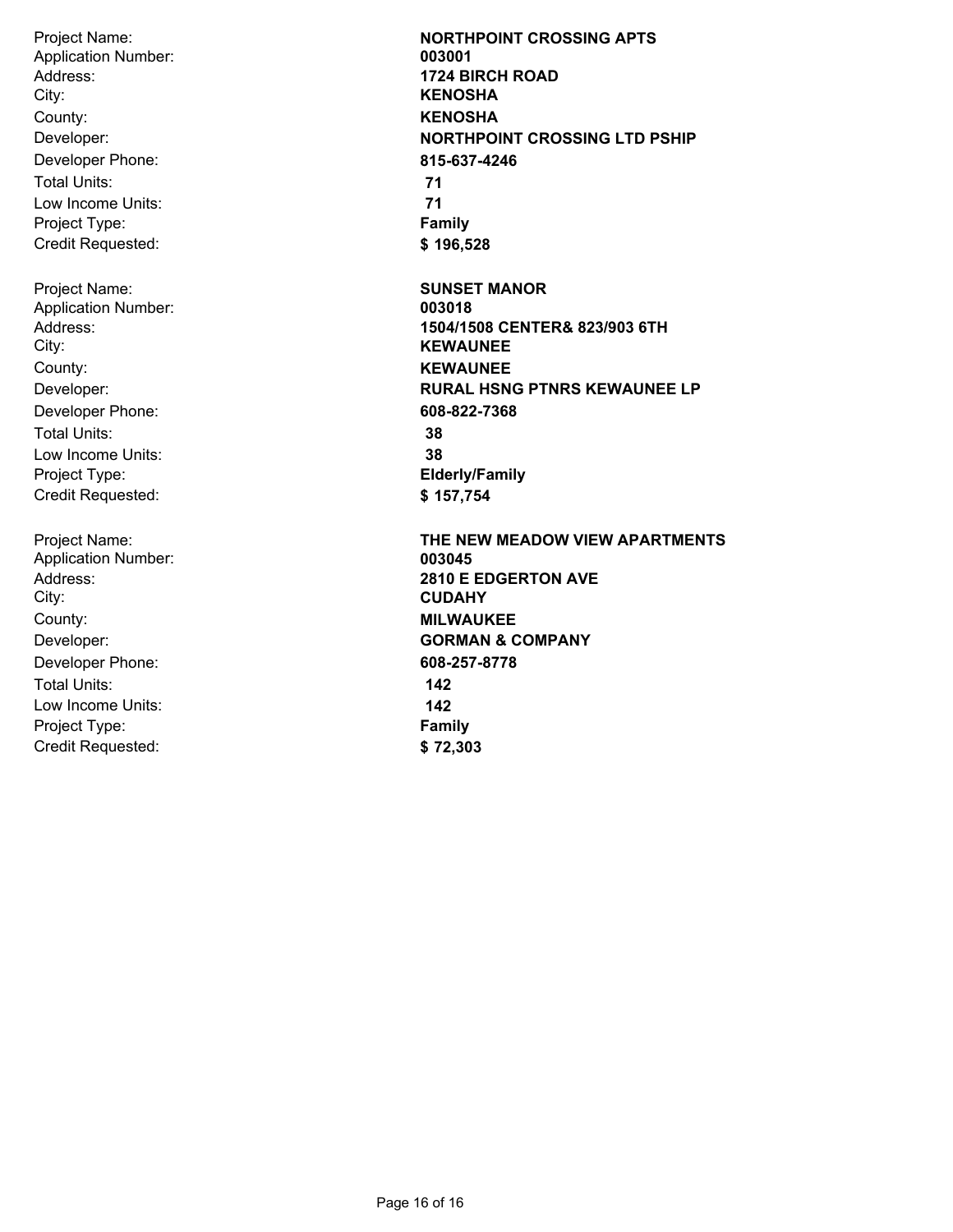Project Name: **NORTHPOINT CROSSING APTS**
Application Number: **003001**
Address: **1724 BIRCH ROAD**
City: **KENOSHA**
County: **KENOSHA**
Developer: **NORTHPOINT CROSSING LTD PSHIP**
Developer Phone: **815-637-4246**
Total Units: **71**
Low Income Units: **71**
Project Type: **Family**
Credit Requested: **$ 196,528**

Project Name: **SUNSET MANOR**
Application Number: **003018**
Address: **1504/1508 CENTER& 823/903 6TH**
City: **KEWAUNEE**
County: **KEWAUNEE**
Developer: **RURAL HSNG PTNRS KEWAUNEE LP**
Developer Phone: **608-822-7368**
Total Units: **38**
Low Income Units: **38**
Project Type: **Elderly/Family**
Credit Requested: **$ 157,754**

Project Name: **THE NEW MEADOW VIEW APARTMENTS**
Application Number: **003045**
Address: **2810 E EDGERTON AVE**
City: **CUDAHY**
County: **MILWAUKEE**
Developer: **GORMAN & COMPANY**
Developer Phone: **608-257-8778**
Total Units: **142**
Low Income Units: **142**
Project Type: **Family**
Credit Requested: **$ 72,303**